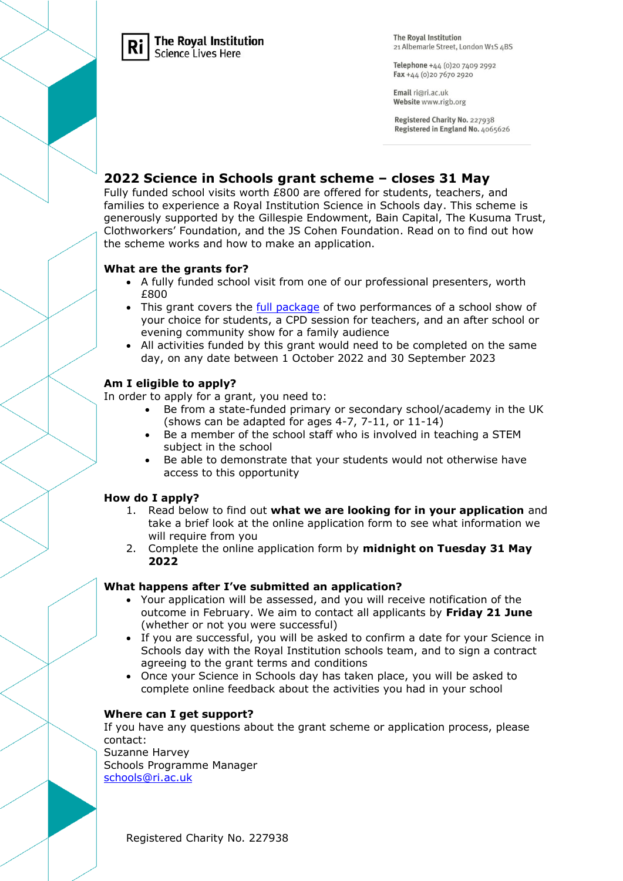The Royal Institution
Science Lives Here

The Royal Institution
21 Albemarle Street, London W1S 4BS

Telephone +44 (0)20 7409 2992
Fax +44 (0)20 7670 2920

Email ri@ri.ac.uk
Website www.rigb.org

Registered Charity No. 227938
Registered in England No. 4065626

## 2022 Science in Schools grant scheme – closes 31 May

Fully funded school visits worth £800 are offered for students, teachers, and families to experience a Royal Institution Science in Schools day. This scheme is generously supported by the Gillespie Endowment, Bain Capital, The Kusuma Trust, Clothworkers' Foundation, and the JS Cohen Foundation. Read on to find out how the scheme works and how to make an application.

### What are the grants for?

- A fully funded school visit from one of our professional presenters, worth £800
- This grant covers the full package of two performances of a school show of your choice for students, a CPD session for teachers, and an after school or evening community show for a family audience
- All activities funded by this grant would need to be completed on the same day, on any date between 1 October 2022 and 30 September 2023

### Am I eligible to apply?

In order to apply for a grant, you need to:

- Be from a state-funded primary or secondary school/academy in the UK (shows can be adapted for ages 4-7, 7-11, or 11-14)
- Be a member of the school staff who is involved in teaching a STEM subject in the school
- Be able to demonstrate that your students would not otherwise have access to this opportunity

### How do I apply?

1. Read below to find out **what we are looking for in your application** and take a brief look at the online application form to see what information we will require from you
2. Complete the online application form by **midnight on Tuesday 31 May 2022**

### What happens after I've submitted an application?

- Your application will be assessed, and you will receive notification of the outcome in February. We aim to contact all applicants by **Friday 21 June** (whether or not you were successful)
- If you are successful, you will be asked to confirm a date for your Science in Schools day with the Royal Institution schools team, and to sign a contract agreeing to the grant terms and conditions
- Once your Science in Schools day has taken place, you will be asked to complete online feedback about the activities you had in your school

### Where can I get support?

If you have any questions about the grant scheme or application process, please contact:
Suzanne Harvey
Schools Programme Manager
schools@ri.ac.uk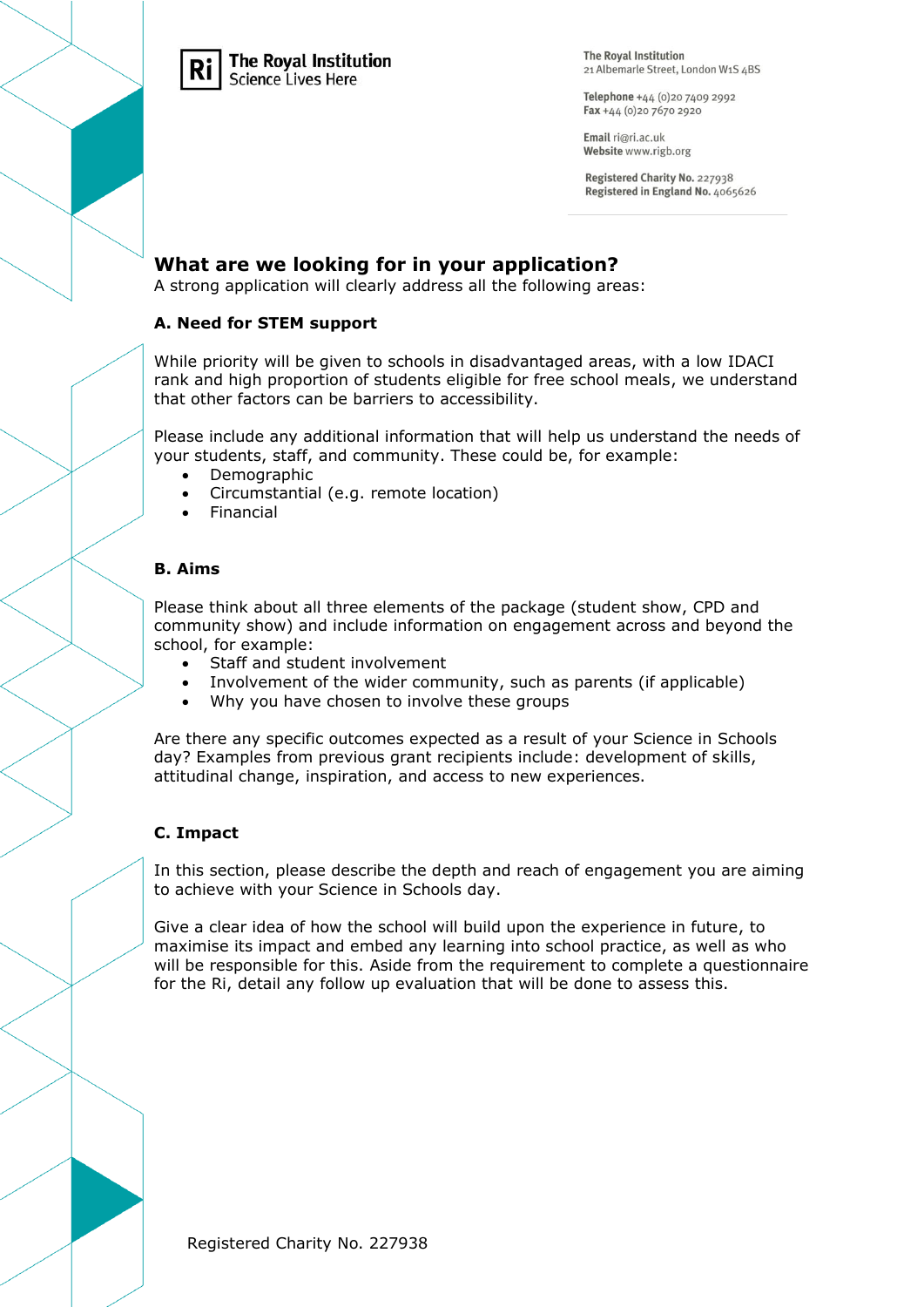## What are we looking for in your application?

A strong application will clearly address all the following areas:

### A. Need for STEM support

While priority will be given to schools in disadvantaged areas, with a low IDACI rank and high proportion of students eligible for free school meals, we understand that other factors can be barriers to accessibility.

Please include any additional information that will help us understand the needs of your students, staff, and community. These could be, for example:

- Demographic
- Circumstantial (e.g. remote location)
- Financial

### B. Aims

Please think about all three elements of the package (student show, CPD and community show) and include information on engagement across and beyond the school, for example:

- Staff and student involvement
- Involvement of the wider community, such as parents (if applicable)
- Why you have chosen to involve these groups

Are there any specific outcomes expected as a result of your Science in Schools day? Examples from previous grant recipients include: development of skills, attitudinal change, inspiration, and access to new experiences.

### C. Impact

In this section, please describe the depth and reach of engagement you are aiming to achieve with your Science in Schools day.

Give a clear idea of how the school will build upon the experience in future, to maximise its impact and embed any learning into school practice, as well as who will be responsible for this. Aside from the requirement to complete a questionnaire for the Ri, detail any follow up evaluation that will be done to assess this.